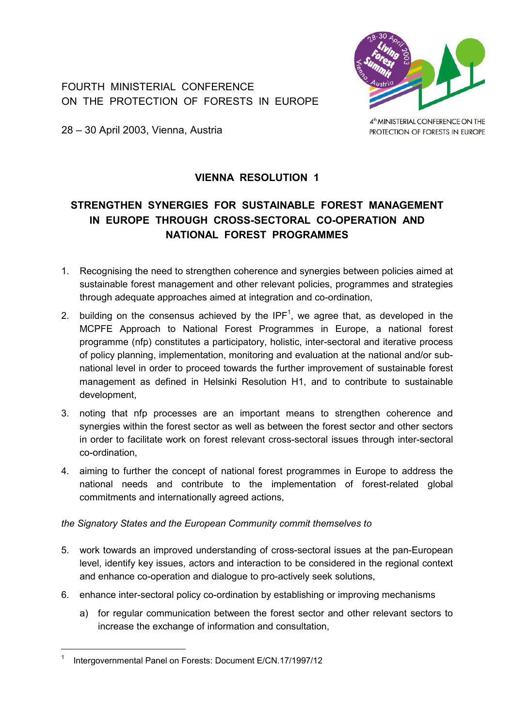FOURTH MINISTERIAL CONFERENCE
ON THE PROTECTION OF FORESTS IN EUROPE

28 – 30 April 2003, Vienna, Austria

# VIENNA RESOLUTION 1

## STRENGTHEN SYNERGIES FOR SUSTAINABLE FOREST MANAGEMENT IN EUROPE THROUGH CROSS-SECTORAL CO-OPERATION AND NATIONAL FOREST PROGRAMMES

1. Recognising the need to strengthen coherence and synergies between policies aimed at sustainable forest management and other relevant policies, programmes and strategies through adequate approaches aimed at integration and co-ordination,

2. building on the consensus achieved by the IPF[1], we agree that, as developed in the MCPFE Approach to National Forest Programmes in Europe, a national forest programme (nfp) constitutes a participatory, holistic, inter-sectoral and iterative process of policy planning, implementation, monitoring and evaluation at the national and/or sub-national level in order to proceed towards the further improvement of sustainable forest management as defined in Helsinki Resolution H1, and to contribute to sustainable development,

3. noting that nfp processes are an important means to strengthen coherence and synergies within the forest sector as well as between the forest sector and other sectors in order to facilitate work on forest relevant cross-sectoral issues through inter-sectoral co-ordination,

4. aiming to further the concept of national forest programmes in Europe to address the national needs and contribute to the implementation of forest-related global commitments and internationally agreed actions,

*the Signatory States and the European Community commit themselves to*

5. work towards an improved understanding of cross-sectoral issues at the pan-European level, identify key issues, actors and interaction to be considered in the regional context and enhance co-operation and dialogue to pro-actively seek solutions,

6. enhance inter-sectoral policy co-ordination by establishing or improving mechanisms

   a) for regular communication between the forest sector and other relevant sectors to increase the exchange of information and consultation,

---

[1] Intergovernmental Panel on Forests: Document E/CN.17/1997/12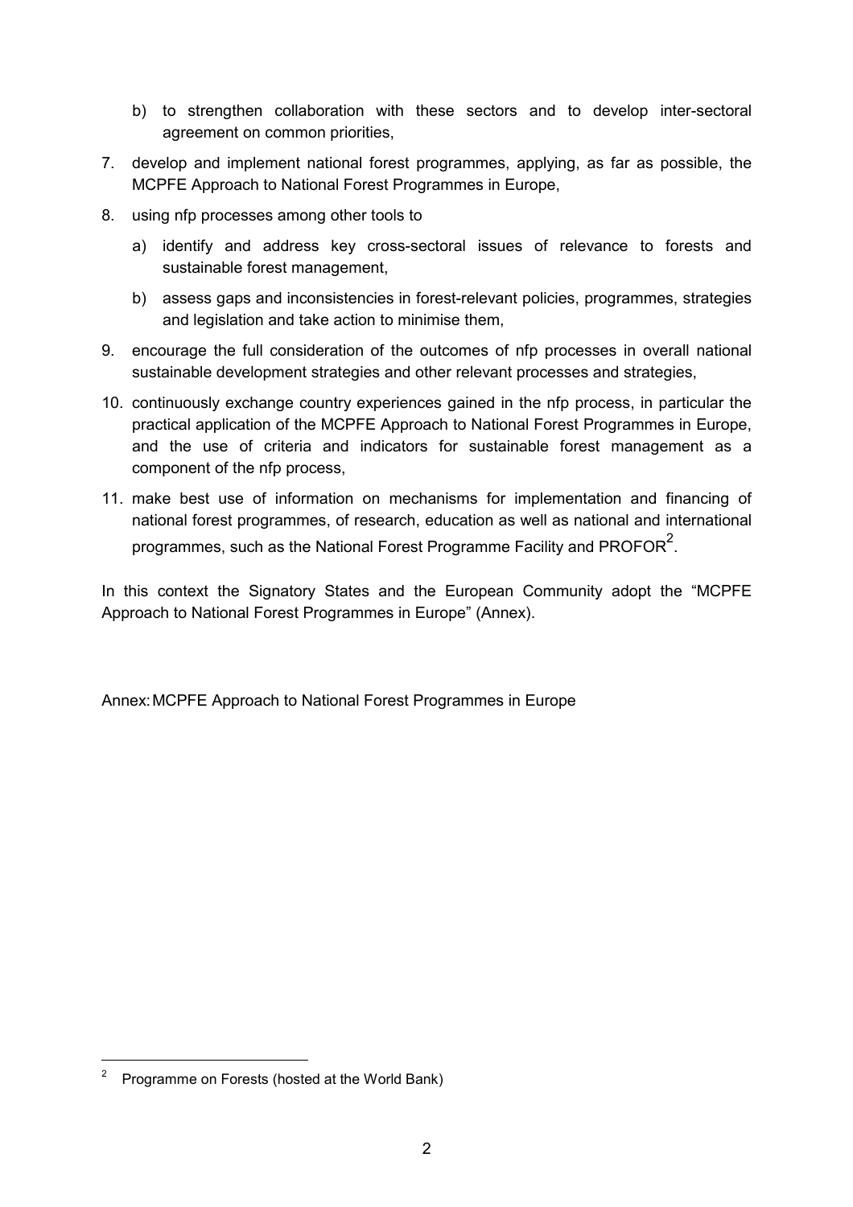b) to strengthen collaboration with these sectors and to develop inter-sectoral agreement on common priorities,

7. develop and implement national forest programmes, applying, as far as possible, the MCPFE Approach to National Forest Programmes in Europe,

8. using nfp processes among other tools to

   a) identify and address key cross-sectoral issues of relevance to forests and sustainable forest management,

   b) assess gaps and inconsistencies in forest-relevant policies, programmes, strategies and legislation and take action to minimise them,

9. encourage the full consideration of the outcomes of nfp processes in overall national sustainable development strategies and other relevant processes and strategies,

10. continuously exchange country experiences gained in the nfp process, in particular the practical application of the MCPFE Approach to National Forest Programmes in Europe, and the use of criteria and indicators for sustainable forest management as a component of the nfp process,

11. make best use of information on mechanisms for implementation and financing of national forest programmes, of research, education as well as national and international programmes, such as the National Forest Programme Facility and PROFOR[2].

In this context the Signatory States and the European Community adopt the "MCPFE Approach to National Forest Programmes in Europe" (Annex).

Annex: MCPFE Approach to National Forest Programmes in Europe

---

[2] Programme on Forests (hosted at the World Bank)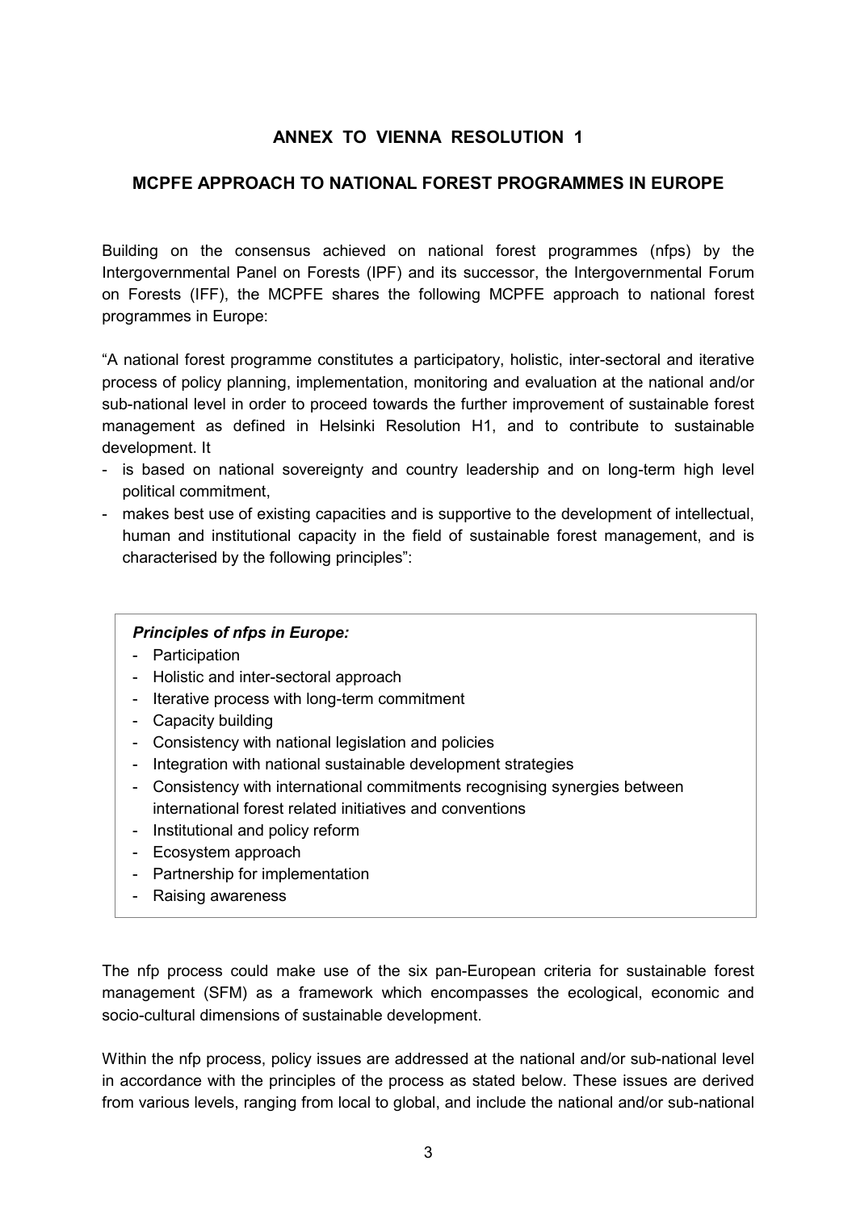## ANNEX TO VIENNA RESOLUTION 1

## MCPFE APPROACH TO NATIONAL FOREST PROGRAMMES IN EUROPE

Building on the consensus achieved on national forest programmes (nfps) by the Intergovernmental Panel on Forests (IPF) and its successor, the Intergovernmental Forum on Forests (IFF), the MCPFE shares the following MCPFE approach to national forest programmes in Europe:

"A national forest programme constitutes a participatory, holistic, inter-sectoral and iterative process of policy planning, implementation, monitoring and evaluation at the national and/or sub-national level in order to proceed towards the further improvement of sustainable forest management as defined in Helsinki Resolution H1, and to contribute to sustainable development. It

- is based on national sovereignty and country leadership and on long-term high level political commitment,
- makes best use of existing capacities and is supportive to the development of intellectual, human and institutional capacity in the field of sustainable forest management, and is characterised by the following principles":

> ***Principles of nfps in Europe:***
>
> - Participation
> - Holistic and inter-sectoral approach
> - Iterative process with long-term commitment
> - Capacity building
> - Consistency with national legislation and policies
> - Integration with national sustainable development strategies
> - Consistency with international commitments recognising synergies between international forest related initiatives and conventions
> - Institutional and policy reform
> - Ecosystem approach
> - Partnership for implementation
> - Raising awareness

The nfp process could make use of the six pan-European criteria for sustainable forest management (SFM) as a framework which encompasses the ecological, economic and socio-cultural dimensions of sustainable development.

Within the nfp process, policy issues are addressed at the national and/or sub-national level in accordance with the principles of the process as stated below. These issues are derived from various levels, ranging from local to global, and include the national and/or sub-national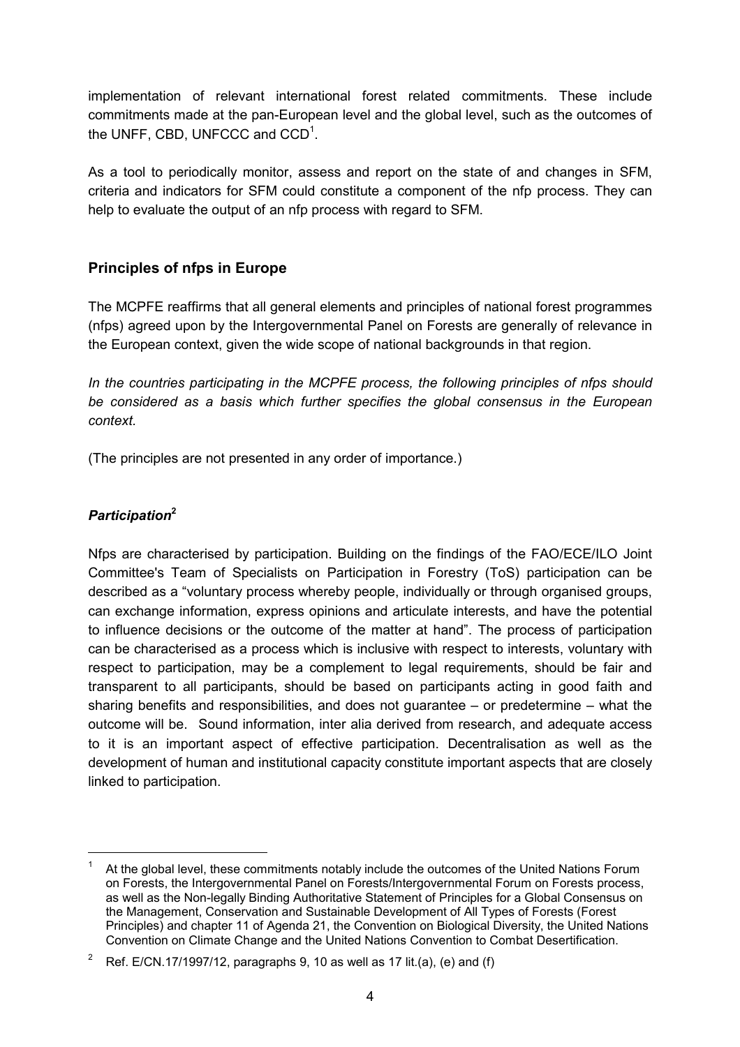implementation of relevant international forest related commitments. These include commitments made at the pan-European level and the global level, such as the outcomes of the UNFF, CBD, UNFCCC and CCD[1].

As a tool to periodically monitor, assess and report on the state of and changes in SFM, criteria and indicators for SFM could constitute a component of the nfp process. They can help to evaluate the output of an nfp process with regard to SFM.

## Principles of nfps in Europe

The MCPFE reaffirms that all general elements and principles of national forest programmes (nfps) agreed upon by the Intergovernmental Panel on Forests are generally of relevance in the European context, given the wide scope of national backgrounds in that region.

*In the countries participating in the MCPFE process, the following principles of nfps should be considered as a basis which further specifies the global consensus in the European context.*

(The principles are not presented in any order of importance.)

### *Participation*[2]

Nfps are characterised by participation. Building on the findings of the FAO/ECE/ILO Joint Committee's Team of Specialists on Participation in Forestry (ToS) participation can be described as a "voluntary process whereby people, individually or through organised groups, can exchange information, express opinions and articulate interests, and have the potential to influence decisions or the outcome of the matter at hand". The process of participation can be characterised as a process which is inclusive with respect to interests, voluntary with respect to participation, may be a complement to legal requirements, should be fair and transparent to all participants, should be based on participants acting in good faith and sharing benefits and responsibilities, and does not guarantee – or predetermine – what the outcome will be. Sound information, inter alia derived from research, and adequate access to it is an important aspect of effective participation. Decentralisation as well as the development of human and institutional capacity constitute important aspects that are closely linked to participation.

---

[1] At the global level, these commitments notably include the outcomes of the United Nations Forum on Forests, the Intergovernmental Panel on Forests/Intergovernmental Forum on Forests process, as well as the Non-legally Binding Authoritative Statement of Principles for a Global Consensus on the Management, Conservation and Sustainable Development of All Types of Forests (Forest Principles) and chapter 11 of Agenda 21, the Convention on Biological Diversity, the United Nations Convention on Climate Change and the United Nations Convention to Combat Desertification.

[2] Ref. E/CN.17/1997/12, paragraphs 9, 10 as well as 17 lit.(a), (e) and (f)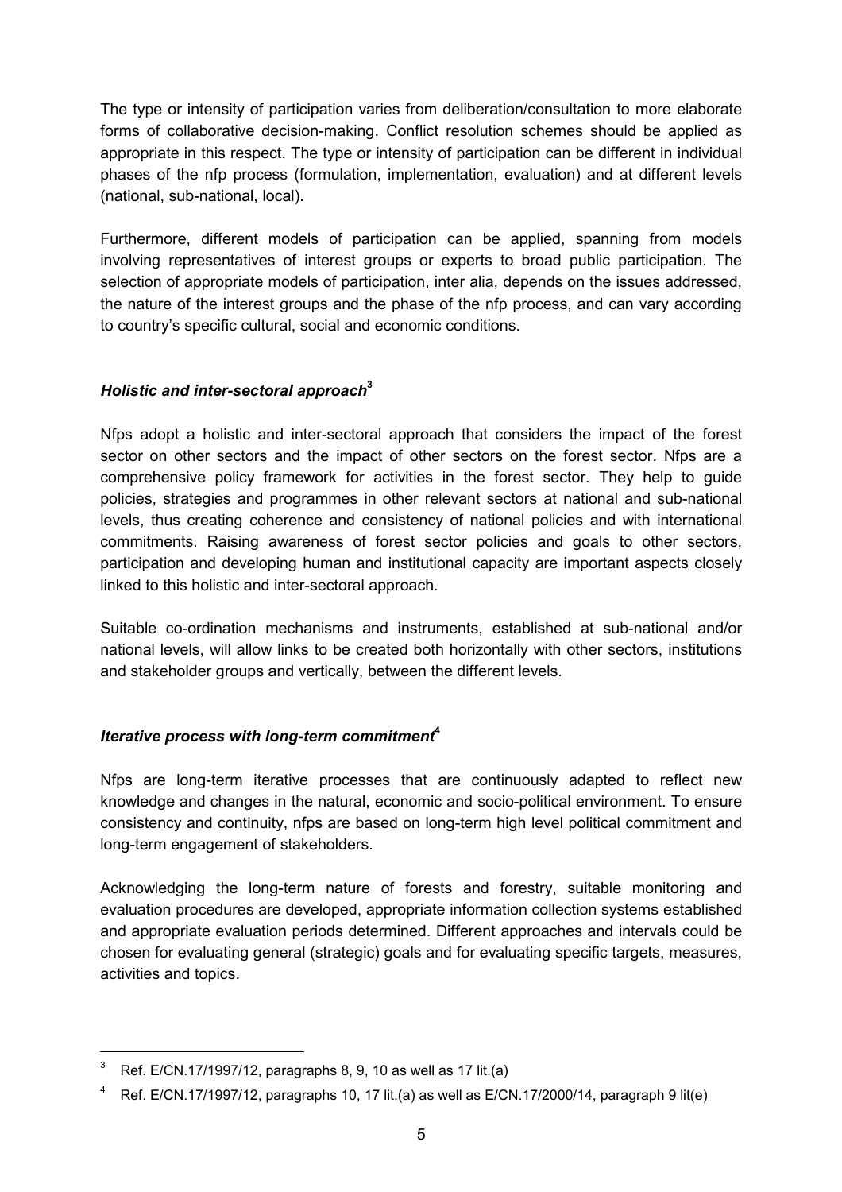The type or intensity of participation varies from deliberation/consultation to more elaborate forms of collaborative decision-making. Conflict resolution schemes should be applied as appropriate in this respect. The type or intensity of participation can be different in individual phases of the nfp process (formulation, implementation, evaluation) and at different levels (national, sub-national, local).

Furthermore, different models of participation can be applied, spanning from models involving representatives of interest groups or experts to broad public participation. The selection of appropriate models of participation, inter alia, depends on the issues addressed, the nature of the interest groups and the phase of the nfp process, and can vary according to country's specific cultural, social and economic conditions.

### *Holistic and inter-sectoral approach*[3]

Nfps adopt a holistic and inter-sectoral approach that considers the impact of the forest sector on other sectors and the impact of other sectors on the forest sector. Nfps are a comprehensive policy framework for activities in the forest sector. They help to guide policies, strategies and programmes in other relevant sectors at national and sub-national levels, thus creating coherence and consistency of national policies and with international commitments. Raising awareness of forest sector policies and goals to other sectors, participation and developing human and institutional capacity are important aspects closely linked to this holistic and inter-sectoral approach.

Suitable co-ordination mechanisms and instruments, established at sub-national and/or national levels, will allow links to be created both horizontally with other sectors, institutions and stakeholder groups and vertically, between the different levels.

### *Iterative process with long-term commitment*[4]

Nfps are long-term iterative processes that are continuously adapted to reflect new knowledge and changes in the natural, economic and socio-political environment. To ensure consistency and continuity, nfps are based on long-term high level political commitment and long-term engagement of stakeholders.

Acknowledging the long-term nature of forests and forestry, suitable monitoring and evaluation procedures are developed, appropriate information collection systems established and appropriate evaluation periods determined. Different approaches and intervals could be chosen for evaluating general (strategic) goals and for evaluating specific targets, measures, activities and topics.

---

[3] Ref. E/CN.17/1997/12, paragraphs 8, 9, 10 as well as 17 lit.(a)

[4] Ref. E/CN.17/1997/12, paragraphs 10, 17 lit.(a) as well as E/CN.17/2000/14, paragraph 9 lit(e)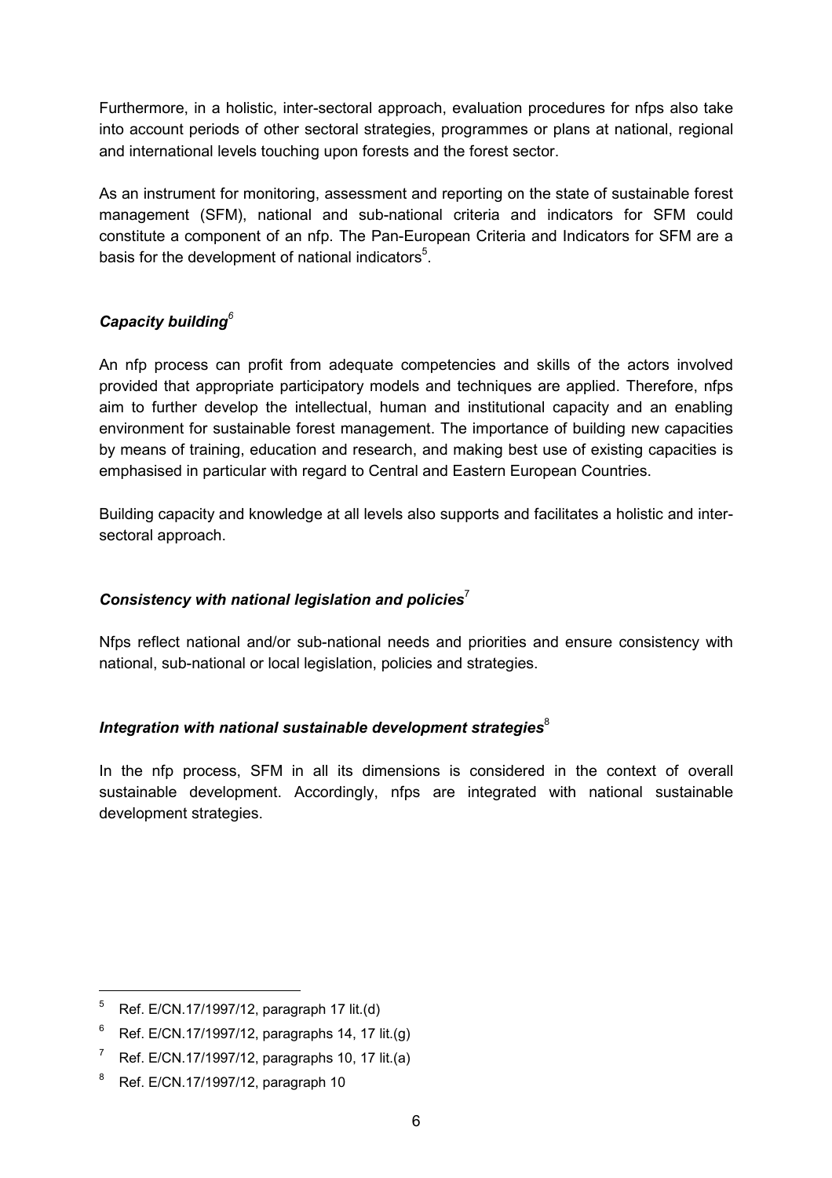Furthermore, in a holistic, inter-sectoral approach, evaluation procedures for nfps also take into account periods of other sectoral strategies, programmes or plans at national, regional and international levels touching upon forests and the forest sector.

As an instrument for monitoring, assessment and reporting on the state of sustainable forest management (SFM), national and sub-national criteria and indicators for SFM could constitute a component of an nfp. The Pan-European Criteria and Indicators for SFM are a basis for the development of national indicators[5].

### *Capacity building*[6]

An nfp process can profit from adequate competencies and skills of the actors involved provided that appropriate participatory models and techniques are applied. Therefore, nfps aim to further develop the intellectual, human and institutional capacity and an enabling environment for sustainable forest management. The importance of building new capacities by means of training, education and research, and making best use of existing capacities is emphasised in particular with regard to Central and Eastern European Countries.

Building capacity and knowledge at all levels also supports and facilitates a holistic and inter-sectoral approach.

### *Consistency with national legislation and policies*[7]

Nfps reflect national and/or sub-national needs and priorities and ensure consistency with national, sub-national or local legislation, policies and strategies.

### *Integration with national sustainable development strategies*[8]

In the nfp process, SFM in all its dimensions is considered in the context of overall sustainable development. Accordingly, nfps are integrated with national sustainable development strategies.

---

[5] Ref. E/CN.17/1997/12, paragraph 17 lit.(d)

[6] Ref. E/CN.17/1997/12, paragraphs 14, 17 lit.(g)

[7] Ref. E/CN.17/1997/12, paragraphs 10, 17 lit.(a)

[8] Ref. E/CN.17/1997/12, paragraph 10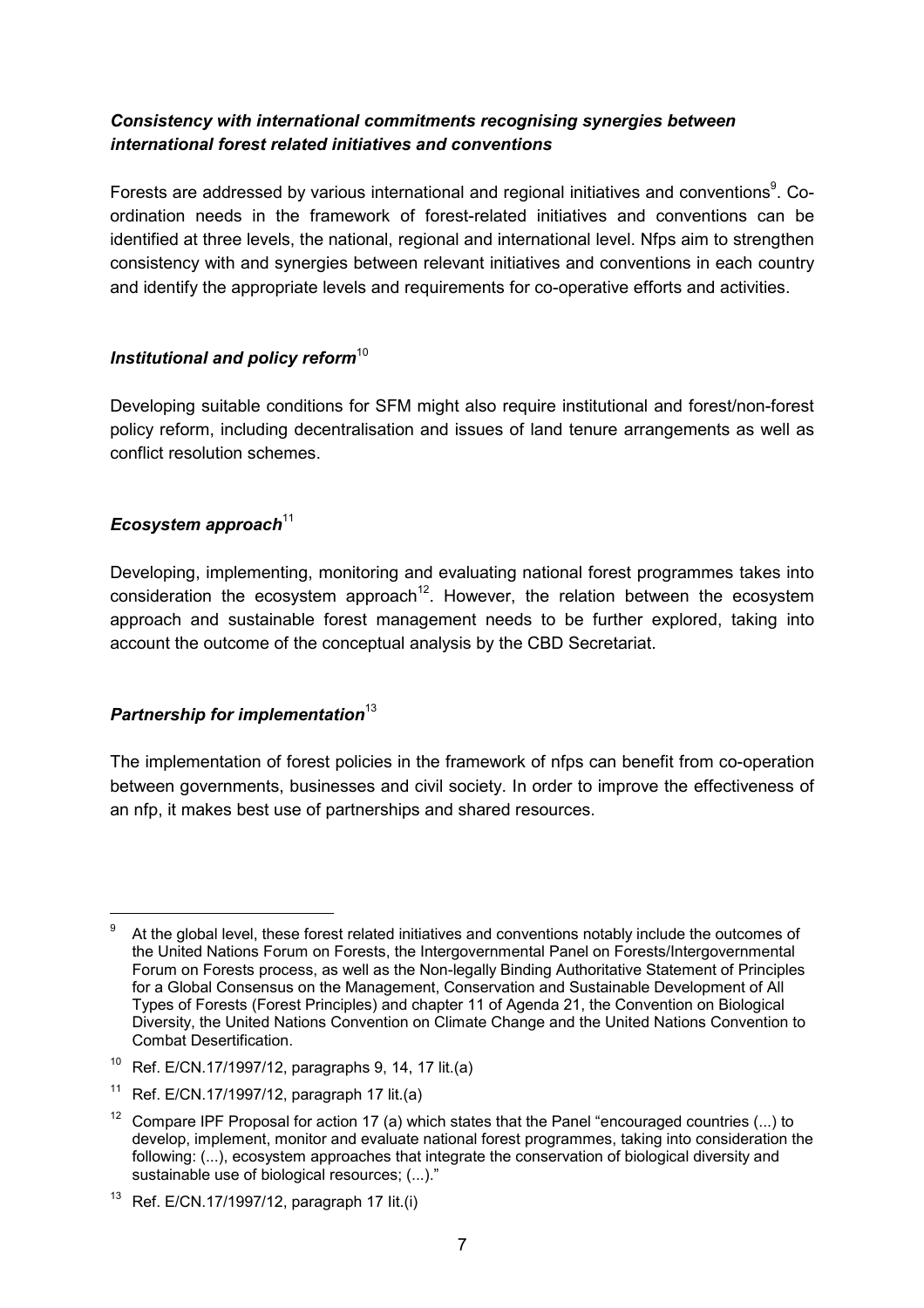### *Consistency with international commitments recognising synergies between international forest related initiatives and conventions*

Forests are addressed by various international and regional initiatives and conventions[9]. Co-ordination needs in the framework of forest-related initiatives and conventions can be identified at three levels, the national, regional and international level. Nfps aim to strengthen consistency with and synergies between relevant initiatives and conventions in each country and identify the appropriate levels and requirements for co-operative efforts and activities.

### *Institutional and policy reform*[10]

Developing suitable conditions for SFM might also require institutional and forest/non-forest policy reform, including decentralisation and issues of land tenure arrangements as well as conflict resolution schemes.

### *Ecosystem approach*[11]

Developing, implementing, monitoring and evaluating national forest programmes takes into consideration the ecosystem approach[12]. However, the relation between the ecosystem approach and sustainable forest management needs to be further explored, taking into account the outcome of the conceptual analysis by the CBD Secretariat.

### *Partnership for implementation*[13]

The implementation of forest policies in the framework of nfps can benefit from co-operation between governments, businesses and civil society. In order to improve the effectiveness of an nfp, it makes best use of partnerships and shared resources.

---

[9] At the global level, these forest related initiatives and conventions notably include the outcomes of the United Nations Forum on Forests, the Intergovernmental Panel on Forests/Intergovernmental Forum on Forests process, as well as the Non-legally Binding Authoritative Statement of Principles for a Global Consensus on the Management, Conservation and Sustainable Development of All Types of Forests (Forest Principles) and chapter 11 of Agenda 21, the Convention on Biological Diversity, the United Nations Convention on Climate Change and the United Nations Convention to Combat Desertification.

[10] Ref. E/CN.17/1997/12, paragraphs 9, 14, 17 lit.(a)

[11] Ref. E/CN.17/1997/12, paragraph 17 lit.(a)

[12] Compare IPF Proposal for action 17 (a) which states that the Panel "encouraged countries (...) to develop, implement, monitor and evaluate national forest programmes, taking into consideration the following: (...), ecosystem approaches that integrate the conservation of biological diversity and sustainable use of biological resources; (...)."

[13] Ref. E/CN.17/1997/12, paragraph 17 lit.(i)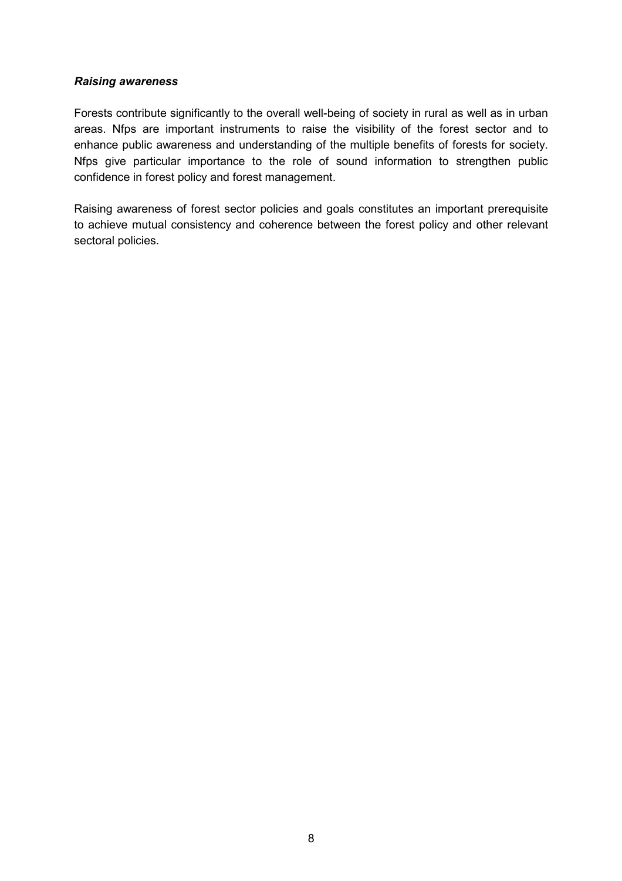***Raising awareness***

Forests contribute significantly to the overall well-being of society in rural as well as in urban areas. Nfps are important instruments to raise the visibility of the forest sector and to enhance public awareness and understanding of the multiple benefits of forests for society. Nfps give particular importance to the role of sound information to strengthen public confidence in forest policy and forest management.

Raising awareness of forest sector policies and goals constitutes an important prerequisite to achieve mutual consistency and coherence between the forest policy and other relevant sectoral policies.